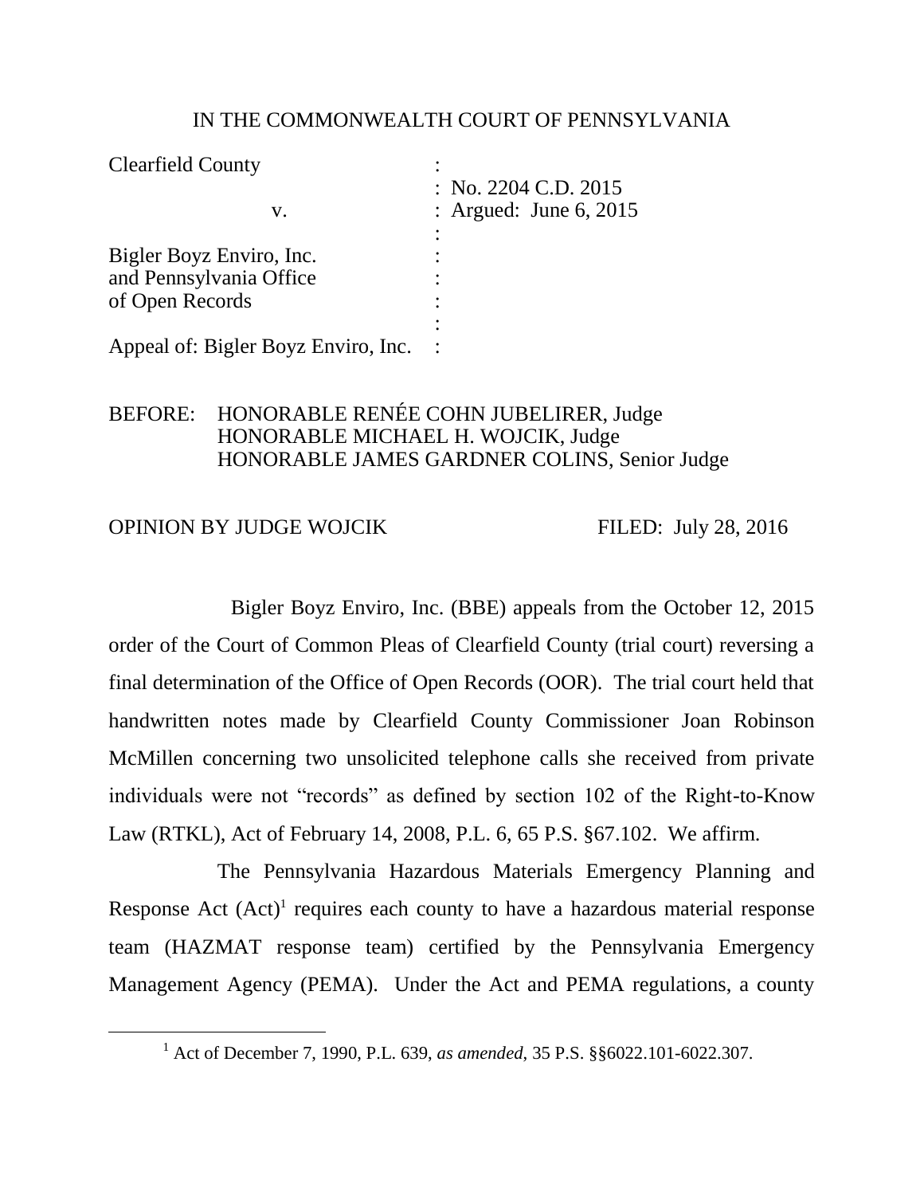IN THE COMMONWEALTH COURT OF PENNSYLVANIA

| | | |
|---|---|---|
| Clearfield County | : | |
| | : | No. 2204 C.D. 2015 |
| v. | : | Argued: June 6, 2015 |
| | : | |
| Bigler Boyz Enviro, Inc. | : | |
| and Pennsylvania Office | : | |
| of Open Records | : | |
| | : | |
| Appeal of: Bigler Boyz Enviro, Inc. | : | |

BEFORE: HONORABLE RENÉE COHN JUBELIRER, Judge
HONORABLE MICHAEL H. WOJCIK, Judge
HONORABLE JAMES GARDNER COLINS, Senior Judge

OPINION BY JUDGE WOJCIK FILED: July 28, 2016

Bigler Boyz Enviro, Inc. (BBE) appeals from the October 12, 2015 order of the Court of Common Pleas of Clearfield County (trial court) reversing a final determination of the Office of Open Records (OOR). The trial court held that handwritten notes made by Clearfield County Commissioner Joan Robinson McMillen concerning two unsolicited telephone calls she received from private individuals were not "records" as defined by section 102 of the Right-to-Know Law (RTKL), Act of February 14, 2008, P.L. 6, 65 P.S. §67.102. We affirm.

The Pennsylvania Hazardous Materials Emergency Planning and Response Act (Act)[1] requires each county to have a hazardous material response team (HAZMAT response team) certified by the Pennsylvania Emergency Management Agency (PEMA). Under the Act and PEMA regulations, a county

---

[1] Act of December 7, 1990, P.L. 639, *as amended*, 35 P.S. §§6022.101-6022.307.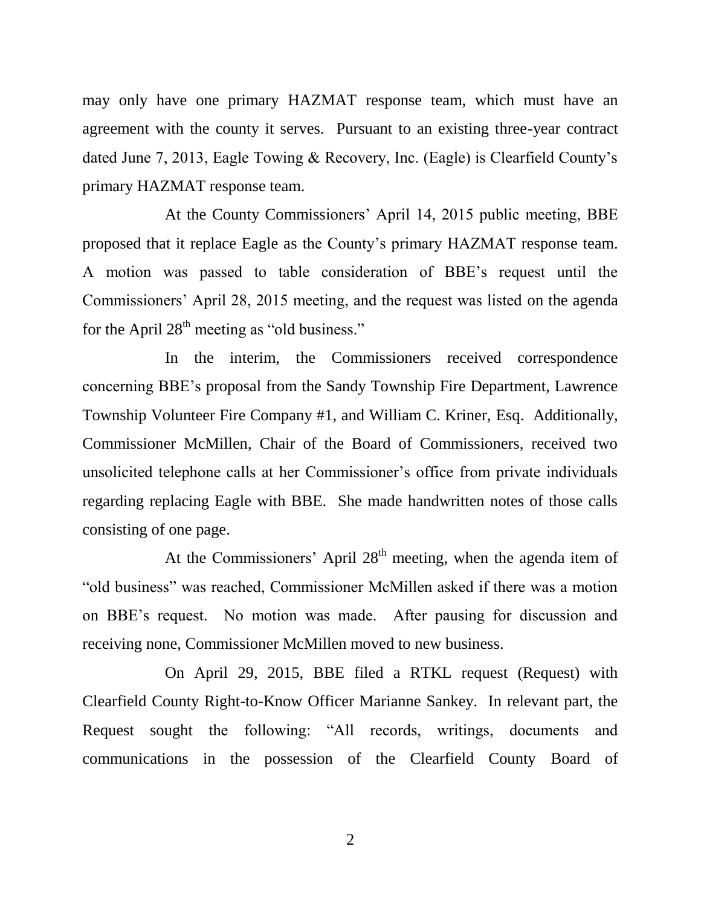may only have one primary HAZMAT response team, which must have an agreement with the county it serves. Pursuant to an existing three-year contract dated June 7, 2013, Eagle Towing & Recovery, Inc. (Eagle) is Clearfield County's primary HAZMAT response team.

At the County Commissioners' April 14, 2015 public meeting, BBE proposed that it replace Eagle as the County's primary HAZMAT response team. A motion was passed to table consideration of BBE's request until the Commissioners' April 28, 2015 meeting, and the request was listed on the agenda for the April 28th meeting as "old business."

In the interim, the Commissioners received correspondence concerning BBE's proposal from the Sandy Township Fire Department, Lawrence Township Volunteer Fire Company #1, and William C. Kriner, Esq. Additionally, Commissioner McMillen, Chair of the Board of Commissioners, received two unsolicited telephone calls at her Commissioner's office from private individuals regarding replacing Eagle with BBE. She made handwritten notes of those calls consisting of one page.

At the Commissioners' April 28th meeting, when the agenda item of "old business" was reached, Commissioner McMillen asked if there was a motion on BBE's request. No motion was made. After pausing for discussion and receiving none, Commissioner McMillen moved to new business.

On April 29, 2015, BBE filed a RTKL request (Request) with Clearfield County Right-to-Know Officer Marianne Sankey. In relevant part, the Request sought the following: "All records, writings, documents and communications in the possession of the Clearfield County Board of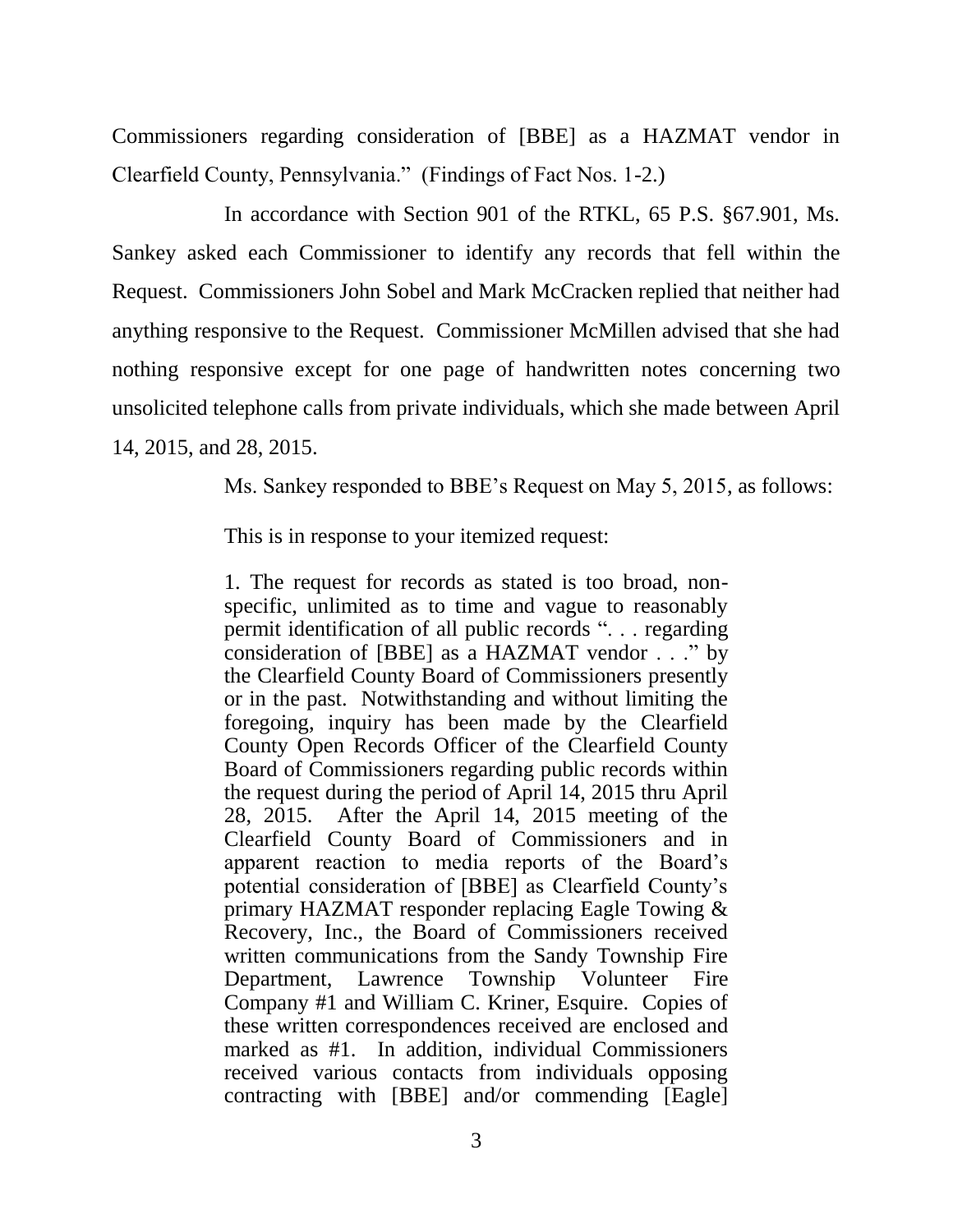Commissioners regarding consideration of [BBE] as a HAZMAT vendor in Clearfield County, Pennsylvania." (Findings of Fact Nos. 1-2.)

In accordance with Section 901 of the RTKL, 65 P.S. §67.901, Ms. Sankey asked each Commissioner to identify any records that fell within the Request. Commissioners John Sobel and Mark McCracken replied that neither had anything responsive to the Request. Commissioner McMillen advised that she had nothing responsive except for one page of handwritten notes concerning two unsolicited telephone calls from private individuals, which she made between April 14, 2015, and 28, 2015.

Ms. Sankey responded to BBE's Request on May 5, 2015, as follows:

> This is in response to your itemized request:
>
> 1. The request for records as stated is too broad, non-specific, unlimited as to time and vague to reasonably permit identification of all public records ". . . regarding consideration of [BBE] as a HAZMAT vendor . . ." by the Clearfield County Board of Commissioners presently or in the past. Notwithstanding and without limiting the foregoing, inquiry has been made by the Clearfield County Open Records Officer of the Clearfield County Board of Commissioners regarding public records within the request during the period of April 14, 2015 thru April 28, 2015. After the April 14, 2015 meeting of the Clearfield County Board of Commissioners and in apparent reaction to media reports of the Board's potential consideration of [BBE] as Clearfield County's primary HAZMAT responder replacing Eagle Towing & Recovery, Inc., the Board of Commissioners received written communications from the Sandy Township Fire Department, Lawrence Township Volunteer Fire Company #1 and William C. Kriner, Esquire. Copies of these written correspondences received are enclosed and marked as #1. In addition, individual Commissioners received various contacts from individuals opposing contracting with [BBE] and/or commending [Eagle]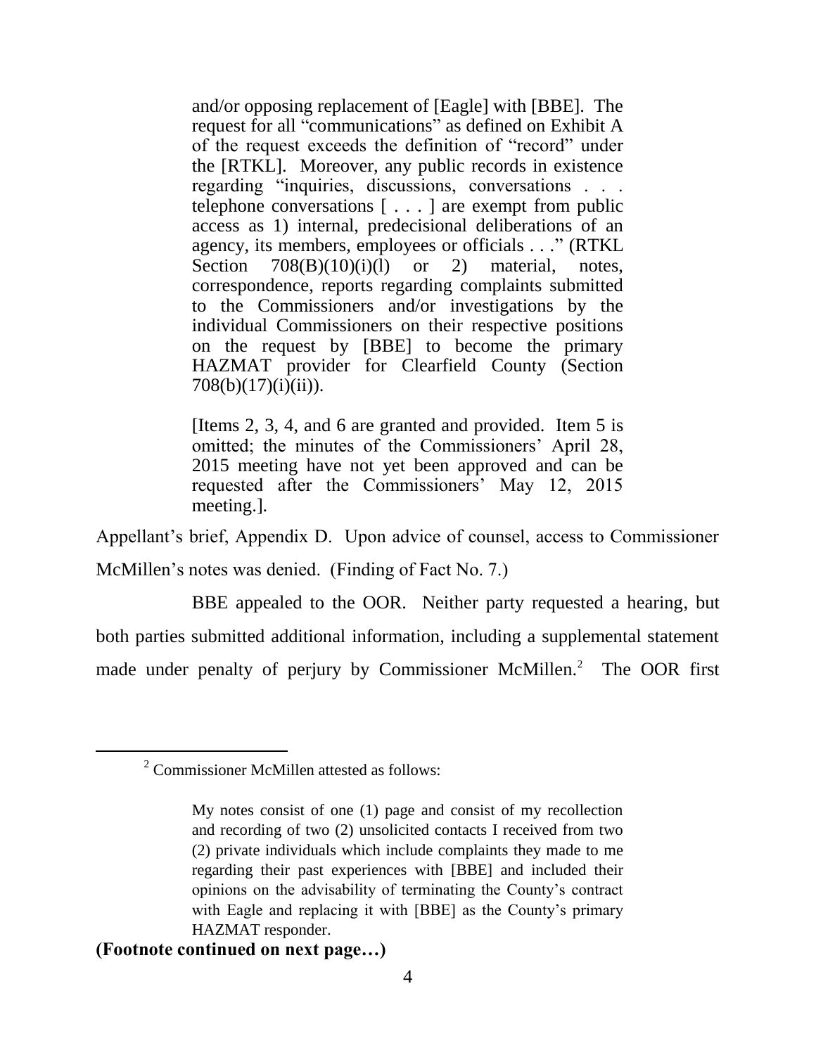> and/or opposing replacement of [Eagle] with [BBE]. The request for all "communications" as defined on Exhibit A of the request exceeds the definition of "record" under the [RTKL]. Moreover, any public records in existence regarding "inquiries, discussions, conversations . . . telephone conversations [ . . . ] are exempt from public access as 1) internal, predecisional deliberations of an agency, its members, employees or officials . . ." (RTKL Section 708(B)(10)(i)(l) or 2) material, notes, correspondence, reports regarding complaints submitted to the Commissioners and/or investigations by the individual Commissioners on their respective positions on the request by [BBE] to become the primary HAZMAT provider for Clearfield County (Section 708(b)(17)(i)(ii)).
>
> [Items 2, 3, 4, and 6 are granted and provided. Item 5 is omitted; the minutes of the Commissioners' April 28, 2015 meeting have not yet been approved and can be requested after the Commissioners' May 12, 2015 meeting.].

Appellant's brief, Appendix D. Upon advice of counsel, access to Commissioner McMillen's notes was denied. (Finding of Fact No. 7.)

BBE appealed to the OOR. Neither party requested a hearing, but both parties submitted additional information, including a supplemental statement made under penalty of perjury by Commissioner McMillen.[2] The OOR first

---

[2] Commissioner McMillen attested as follows:

> My notes consist of one (1) page and consist of my recollection and recording of two (2) unsolicited contacts I received from two (2) private individuals which include complaints they made to me regarding their past experiences with [BBE] and included their opinions on the advisability of terminating the County's contract with Eagle and replacing it with [BBE] as the County's primary HAZMAT responder.

**(Footnote continued on next page…)**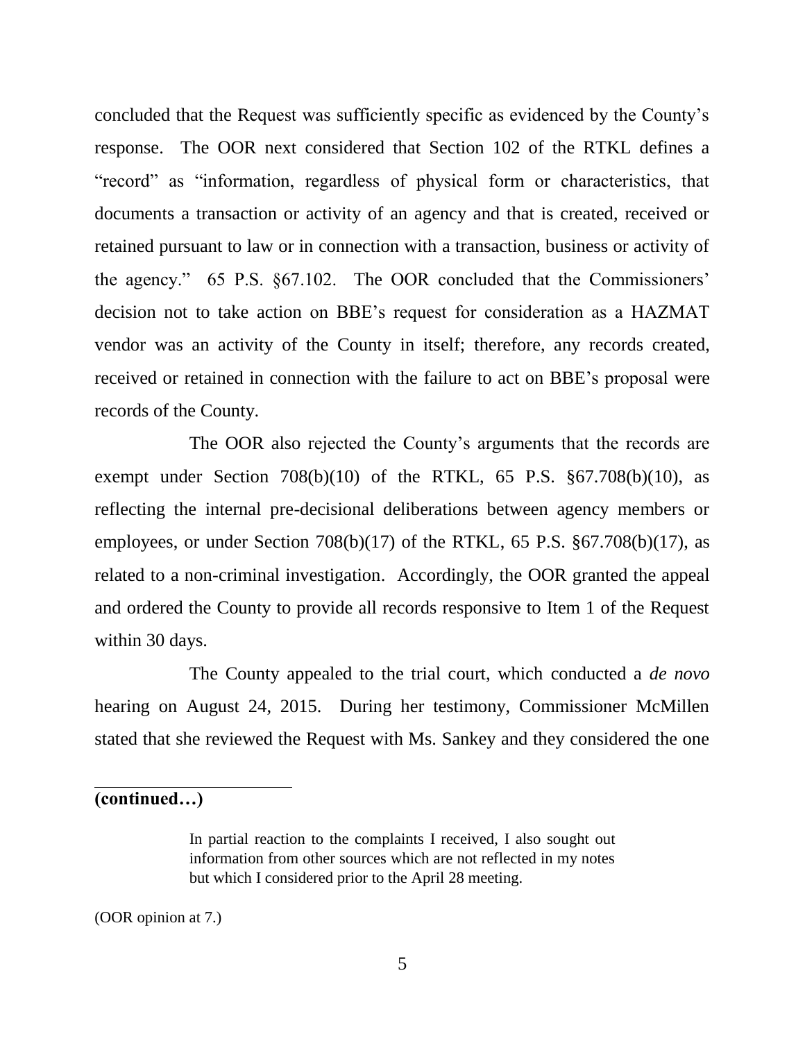concluded that the Request was sufficiently specific as evidenced by the County's response. The OOR next considered that Section 102 of the RTKL defines a "record" as "information, regardless of physical form or characteristics, that documents a transaction or activity of an agency and that is created, received or retained pursuant to law or in connection with a transaction, business or activity of the agency." 65 P.S. §67.102. The OOR concluded that the Commissioners' decision not to take action on BBE's request for consideration as a HAZMAT vendor was an activity of the County in itself; therefore, any records created, received or retained in connection with the failure to act on BBE's proposal were records of the County.

The OOR also rejected the County's arguments that the records are exempt under Section 708(b)(10) of the RTKL, 65 P.S. §67.708(b)(10), as reflecting the internal pre-decisional deliberations between agency members or employees, or under Section 708(b)(17) of the RTKL, 65 P.S. §67.708(b)(17), as related to a non-criminal investigation. Accordingly, the OOR granted the appeal and ordered the County to provide all records responsive to Item 1 of the Request within 30 days.

The County appealed to the trial court, which conducted a *de novo* hearing on August 24, 2015. During her testimony, Commissioner McMillen stated that she reviewed the Request with Ms. Sankey and they considered the one

---

**(continued…)**

> In partial reaction to the complaints I received, I also sought out information from other sources which are not reflected in my notes but which I considered prior to the April 28 meeting.

(OOR opinion at 7.)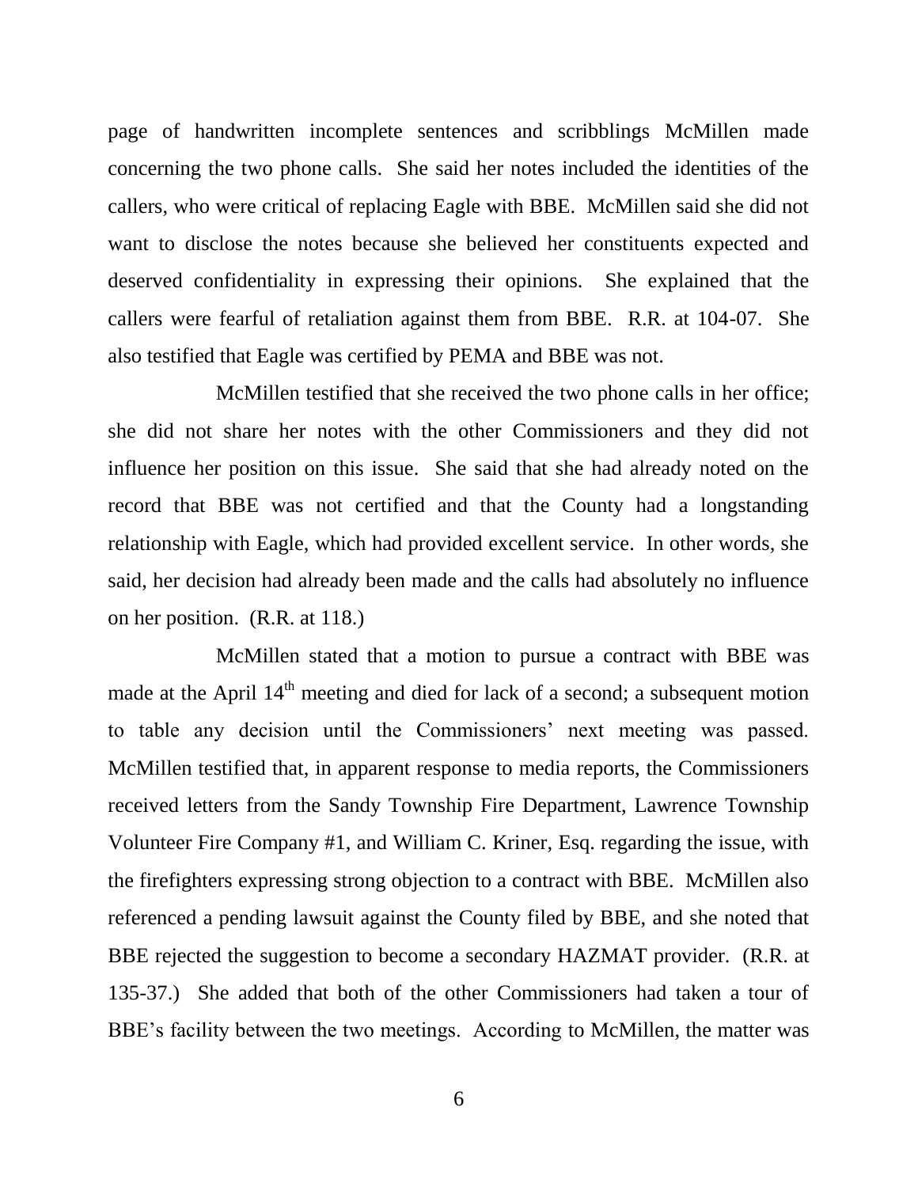page of handwritten incomplete sentences and scribblings McMillen made concerning the two phone calls. She said her notes included the identities of the callers, who were critical of replacing Eagle with BBE. McMillen said she did not want to disclose the notes because she believed her constituents expected and deserved confidentiality in expressing their opinions. She explained that the callers were fearful of retaliation against them from BBE. R.R. at 104-07. She also testified that Eagle was certified by PEMA and BBE was not.

McMillen testified that she received the two phone calls in her office; she did not share her notes with the other Commissioners and they did not influence her position on this issue. She said that she had already noted on the record that BBE was not certified and that the County had a longstanding relationship with Eagle, which had provided excellent service. In other words, she said, her decision had already been made and the calls had absolutely no influence on her position. (R.R. at 118.)

McMillen stated that a motion to pursue a contract with BBE was made at the April 14th meeting and died for lack of a second; a subsequent motion to table any decision until the Commissioners' next meeting was passed. McMillen testified that, in apparent response to media reports, the Commissioners received letters from the Sandy Township Fire Department, Lawrence Township Volunteer Fire Company #1, and William C. Kriner, Esq. regarding the issue, with the firefighters expressing strong objection to a contract with BBE. McMillen also referenced a pending lawsuit against the County filed by BBE, and she noted that BBE rejected the suggestion to become a secondary HAZMAT provider. (R.R. at 135-37.) She added that both of the other Commissioners had taken a tour of BBE's facility between the two meetings. According to McMillen, the matter was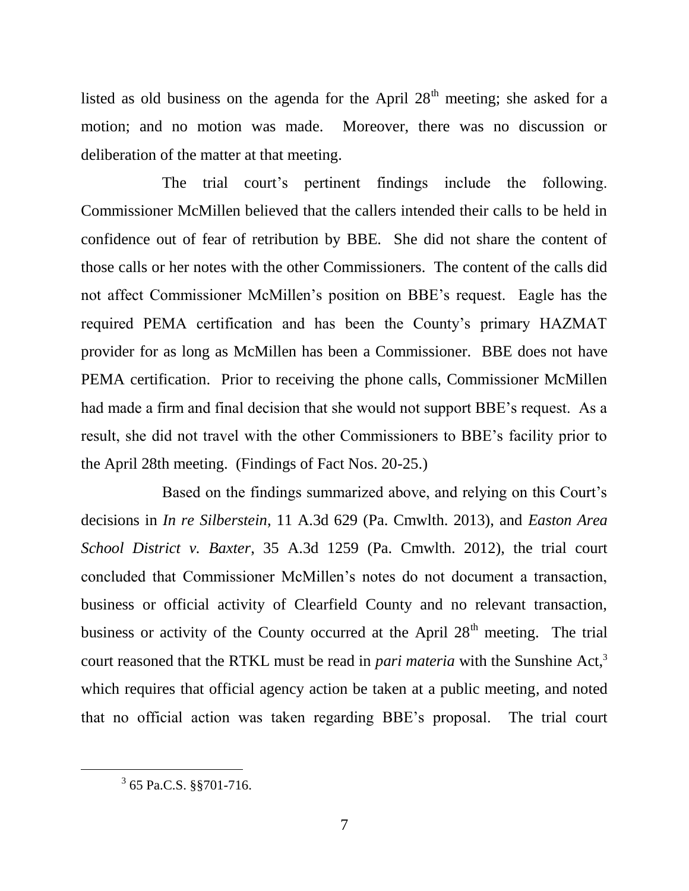listed as old business on the agenda for the April 28th meeting; she asked for a motion; and no motion was made. Moreover, there was no discussion or deliberation of the matter at that meeting.

The trial court's pertinent findings include the following. Commissioner McMillen believed that the callers intended their calls to be held in confidence out of fear of retribution by BBE. She did not share the content of those calls or her notes with the other Commissioners. The content of the calls did not affect Commissioner McMillen's position on BBE's request. Eagle has the required PEMA certification and has been the County's primary HAZMAT provider for as long as McMillen has been a Commissioner. BBE does not have PEMA certification. Prior to receiving the phone calls, Commissioner McMillen had made a firm and final decision that she would not support BBE's request. As a result, she did not travel with the other Commissioners to BBE's facility prior to the April 28th meeting. (Findings of Fact Nos. 20-25.)

Based on the findings summarized above, and relying on this Court's decisions in *In re Silberstein*, 11 A.3d 629 (Pa. Cmwlth. 2013), and *Easton Area School District v. Baxter*, 35 A.3d 1259 (Pa. Cmwlth. 2012), the trial court concluded that Commissioner McMillen's notes do not document a transaction, business or official activity of Clearfield County and no relevant transaction, business or activity of the County occurred at the April 28th meeting. The trial court reasoned that the RTKL must be read in *pari materia* with the Sunshine Act,[3] which requires that official agency action be taken at a public meeting, and noted that no official action was taken regarding BBE's proposal. The trial court

[3] 65 Pa.C.S. §§701-716.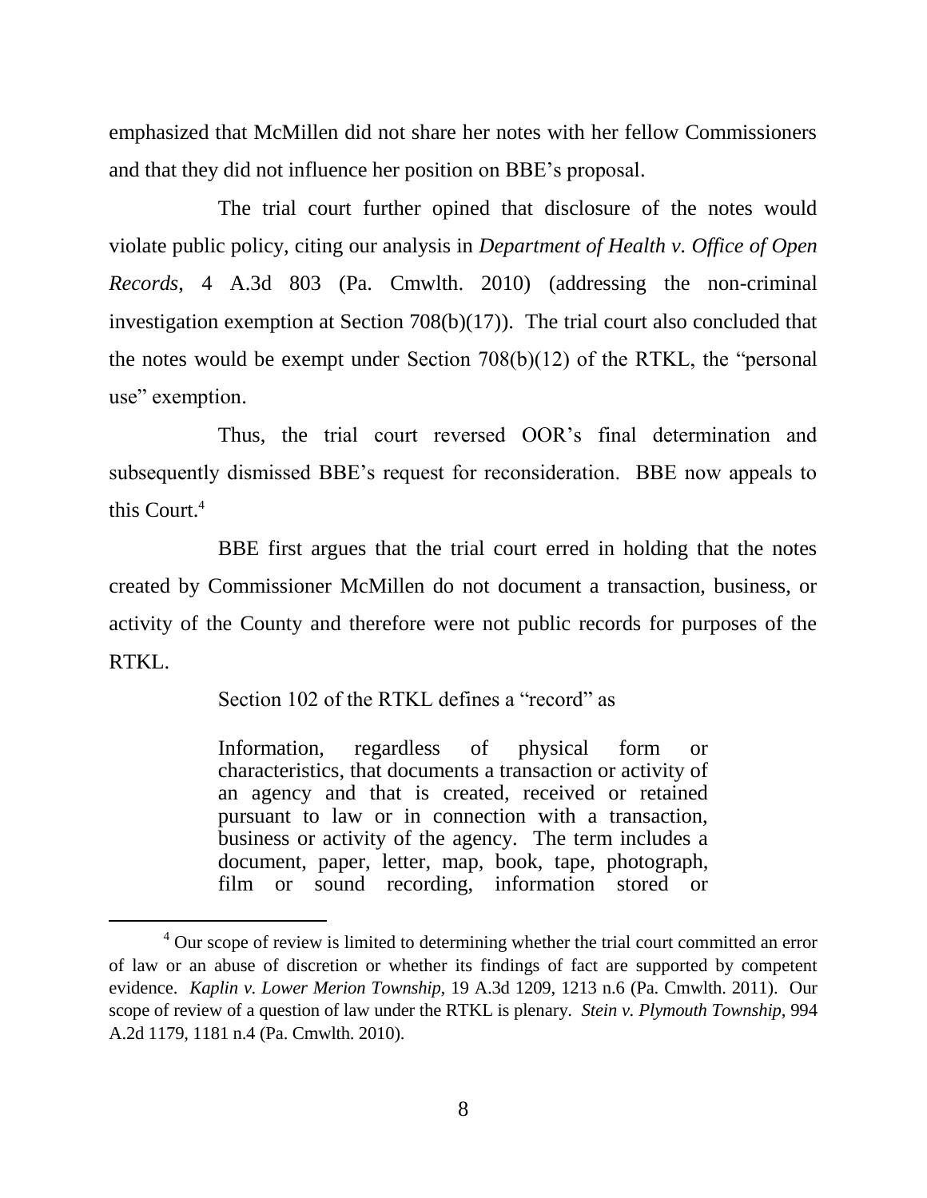emphasized that McMillen did not share her notes with her fellow Commissioners and that they did not influence her position on BBE's proposal.

The trial court further opined that disclosure of the notes would violate public policy, citing our analysis in *Department of Health v. Office of Open Records*, 4 A.3d 803 (Pa. Cmwlth. 2010) (addressing the non-criminal investigation exemption at Section 708(b)(17)). The trial court also concluded that the notes would be exempt under Section 708(b)(12) of the RTKL, the "personal use" exemption.

Thus, the trial court reversed OOR's final determination and subsequently dismissed BBE's request for reconsideration. BBE now appeals to this Court.[4]

BBE first argues that the trial court erred in holding that the notes created by Commissioner McMillen do not document a transaction, business, or activity of the County and therefore were not public records for purposes of the RTKL.

Section 102 of the RTKL defines a "record" as

> Information, regardless of physical form or characteristics, that documents a transaction or activity of an agency and that is created, received or retained pursuant to law or in connection with a transaction, business or activity of the agency. The term includes a document, paper, letter, map, book, tape, photograph, film or sound recording, information stored or

---

[4] Our scope of review is limited to determining whether the trial court committed an error of law or an abuse of discretion or whether its findings of fact are supported by competent evidence. *Kaplin v. Lower Merion Township*, 19 A.3d 1209, 1213 n.6 (Pa. Cmwlth. 2011). Our scope of review of a question of law under the RTKL is plenary. *Stein v. Plymouth Township*, 994 A.2d 1179, 1181 n.4 (Pa. Cmwlth. 2010).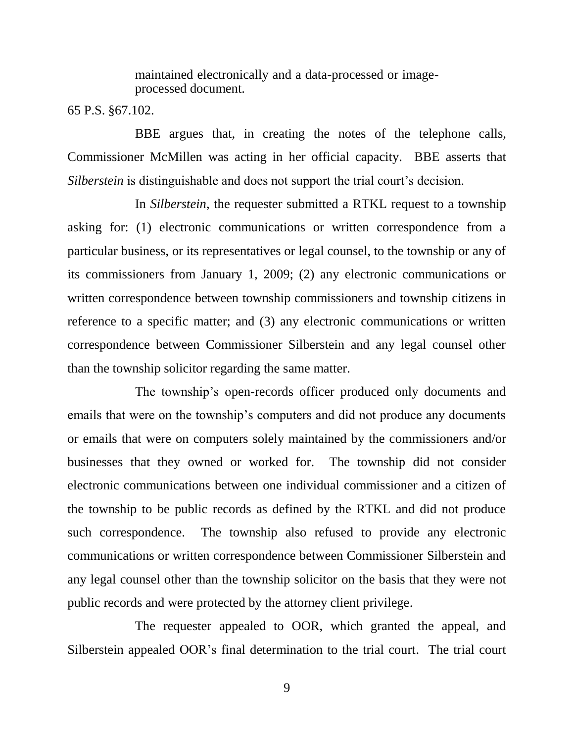> maintained electronically and a data-processed or image-processed document.

65 P.S. §67.102.

BBE argues that, in creating the notes of the telephone calls, Commissioner McMillen was acting in her official capacity. BBE asserts that *Silberstein* is distinguishable and does not support the trial court's decision.

In *Silberstein*, the requester submitted a RTKL request to a township asking for: (1) electronic communications or written correspondence from a particular business, or its representatives or legal counsel, to the township or any of its commissioners from January 1, 2009; (2) any electronic communications or written correspondence between township commissioners and township citizens in reference to a specific matter; and (3) any electronic communications or written correspondence between Commissioner Silberstein and any legal counsel other than the township solicitor regarding the same matter.

The township's open-records officer produced only documents and emails that were on the township's computers and did not produce any documents or emails that were on computers solely maintained by the commissioners and/or businesses that they owned or worked for. The township did not consider electronic communications between one individual commissioner and a citizen of the township to be public records as defined by the RTKL and did not produce such correspondence. The township also refused to provide any electronic communications or written correspondence between Commissioner Silberstein and any legal counsel other than the township solicitor on the basis that they were not public records and were protected by the attorney client privilege.

The requester appealed to OOR, which granted the appeal, and Silberstein appealed OOR's final determination to the trial court. The trial court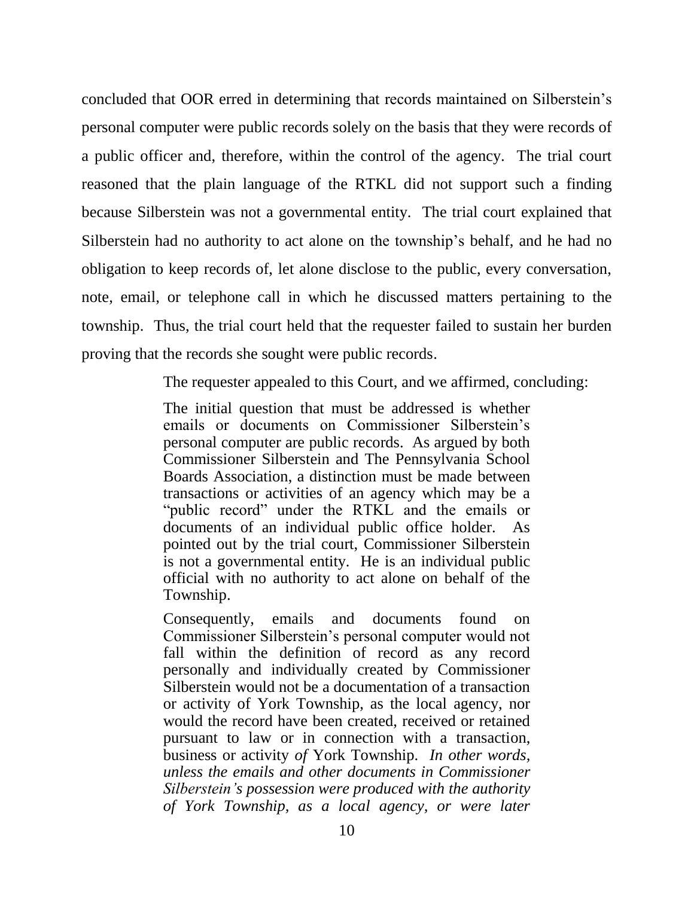concluded that OOR erred in determining that records maintained on Silberstein's personal computer were public records solely on the basis that they were records of a public officer and, therefore, within the control of the agency. The trial court reasoned that the plain language of the RTKL did not support such a finding because Silberstein was not a governmental entity. The trial court explained that Silberstein had no authority to act alone on the township's behalf, and he had no obligation to keep records of, let alone disclose to the public, every conversation, note, email, or telephone call in which he discussed matters pertaining to the township. Thus, the trial court held that the requester failed to sustain her burden proving that the records she sought were public records.

The requester appealed to this Court, and we affirmed, concluding:

> The initial question that must be addressed is whether emails or documents on Commissioner Silberstein's personal computer are public records. As argued by both Commissioner Silberstein and The Pennsylvania School Boards Association, a distinction must be made between transactions or activities of an agency which may be a "public record" under the RTKL and the emails or documents of an individual public office holder. As pointed out by the trial court, Commissioner Silberstein is not a governmental entity. He is an individual public official with no authority to act alone on behalf of the Township.
>
> Consequently, emails and documents found on Commissioner Silberstein's personal computer would not fall within the definition of record as any record personally and individually created by Commissioner Silberstein would not be a documentation of a transaction or activity of York Township, as the local agency, nor would the record have been created, received or retained pursuant to law or in connection with a transaction, business or activity *of* York Township. *In other words, unless the emails and other documents in Commissioner Silberstein's possession were produced with the authority of York Township, as a local agency, or were later*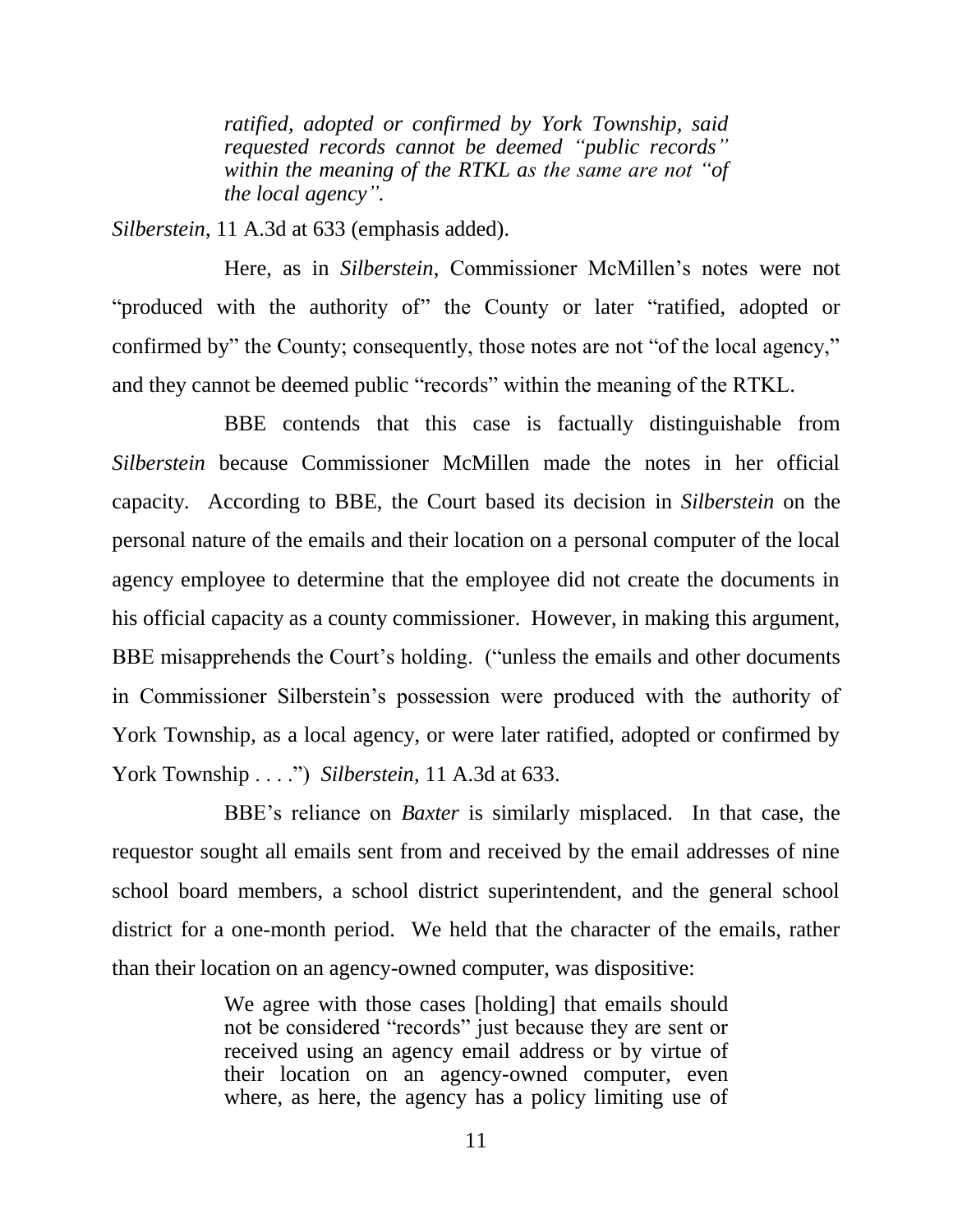> *ratified, adopted or confirmed by York Township, said requested records cannot be deemed "public records" within the meaning of the RTKL as the same are not "of the local agency".*

*Silberstein*, 11 A.3d at 633 (emphasis added).

Here, as in *Silberstein*, Commissioner McMillen's notes were not "produced with the authority of" the County or later "ratified, adopted or confirmed by" the County; consequently, those notes are not "of the local agency," and they cannot be deemed public "records" within the meaning of the RTKL.

BBE contends that this case is factually distinguishable from *Silberstein* because Commissioner McMillen made the notes in her official capacity. According to BBE, the Court based its decision in *Silberstein* on the personal nature of the emails and their location on a personal computer of the local agency employee to determine that the employee did not create the documents in his official capacity as a county commissioner. However, in making this argument, BBE misapprehends the Court's holding. ("unless the emails and other documents in Commissioner Silberstein's possession were produced with the authority of York Township, as a local agency, or were later ratified, adopted or confirmed by York Township . . . .") *Silberstein*, 11 A.3d at 633.

BBE's reliance on *Baxter* is similarly misplaced. In that case, the requestor sought all emails sent from and received by the email addresses of nine school board members, a school district superintendent, and the general school district for a one-month period. We held that the character of the emails, rather than their location on an agency-owned computer, was dispositive:

> We agree with those cases [holding] that emails should not be considered "records" just because they are sent or received using an agency email address or by virtue of their location on an agency-owned computer, even where, as here, the agency has a policy limiting use of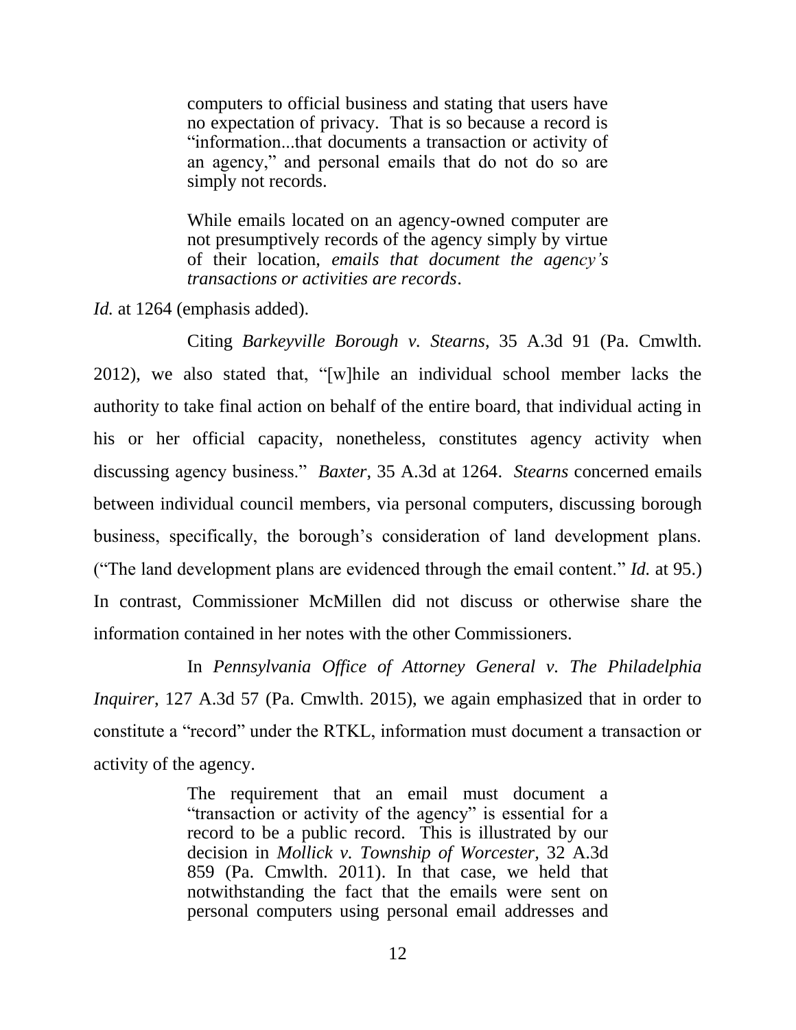> computers to official business and stating that users have no expectation of privacy. That is so because a record is "information...that documents a transaction or activity of an agency," and personal emails that do not do so are simply not records.
>
> While emails located on an agency-owned computer are not presumptively records of the agency simply by virtue of their location, *emails that document the agency's transactions or activities are records*.

*Id.* at 1264 (emphasis added).

Citing *Barkeyville Borough v. Stearns*, 35 A.3d 91 (Pa. Cmwlth. 2012), we also stated that, "[w]hile an individual school member lacks the authority to take final action on behalf of the entire board, that individual acting in his or her official capacity, nonetheless, constitutes agency activity when discussing agency business." *Baxter*, 35 A.3d at 1264. *Stearns* concerned emails between individual council members, via personal computers, discussing borough business, specifically, the borough's consideration of land development plans. ("The land development plans are evidenced through the email content." *Id.* at 95.) In contrast, Commissioner McMillen did not discuss or otherwise share the information contained in her notes with the other Commissioners.

In *Pennsylvania Office of Attorney General v. The Philadelphia Inquirer*, 127 A.3d 57 (Pa. Cmwlth. 2015), we again emphasized that in order to constitute a "record" under the RTKL, information must document a transaction or activity of the agency.

> The requirement that an email must document a "transaction or activity of the agency" is essential for a record to be a public record. This is illustrated by our decision in *Mollick v. Township of Worcester*, 32 A.3d 859 (Pa. Cmwlth. 2011). In that case, we held that notwithstanding the fact that the emails were sent on personal computers using personal email addresses and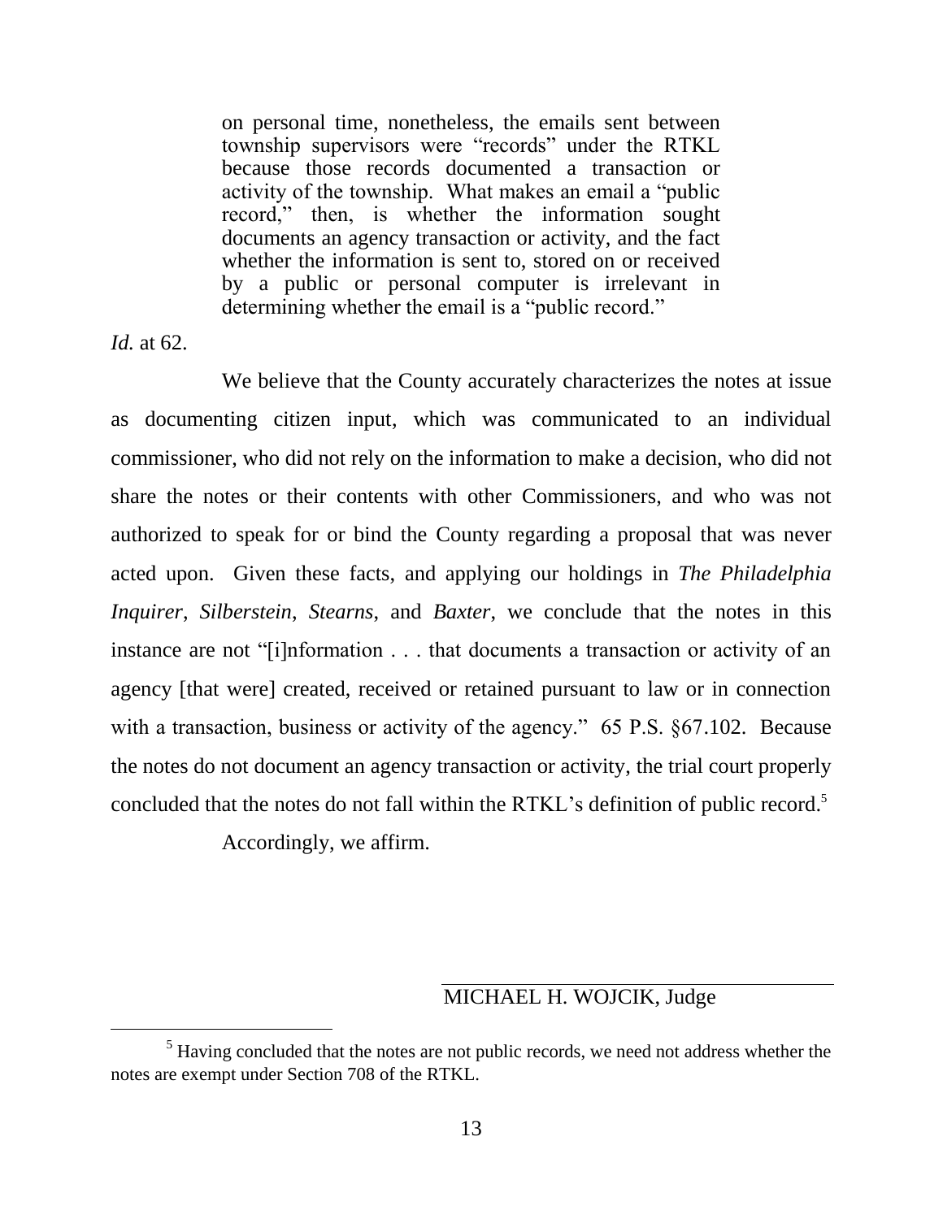> on personal time, nonetheless, the emails sent between township supervisors were "records" under the RTKL because those records documented a transaction or activity of the township. What makes an email a "public record," then, is whether the information sought documents an agency transaction or activity, and the fact whether the information is sent to, stored on or received by a public or personal computer is irrelevant in determining whether the email is a "public record."

*Id.* at 62.

We believe that the County accurately characterizes the notes at issue as documenting citizen input, which was communicated to an individual commissioner, who did not rely on the information to make a decision, who did not share the notes or their contents with other Commissioners, and who was not authorized to speak for or bind the County regarding a proposal that was never acted upon. Given these facts, and applying our holdings in *The Philadelphia Inquirer*, *Silberstein*, *Stearns*, and *Baxter*, we conclude that the notes in this instance are not "[i]nformation . . . that documents a transaction or activity of an agency [that were] created, received or retained pursuant to law or in connection with a transaction, business or activity of the agency." 65 P.S. §67.102. Because the notes do not document an agency transaction or activity, the trial court properly concluded that the notes do not fall within the RTKL's definition of public record.[5]

Accordingly, we affirm.

MICHAEL H. WOJCIK, Judge

---

[5] Having concluded that the notes are not public records, we need not address whether the notes are exempt under Section 708 of the RTKL.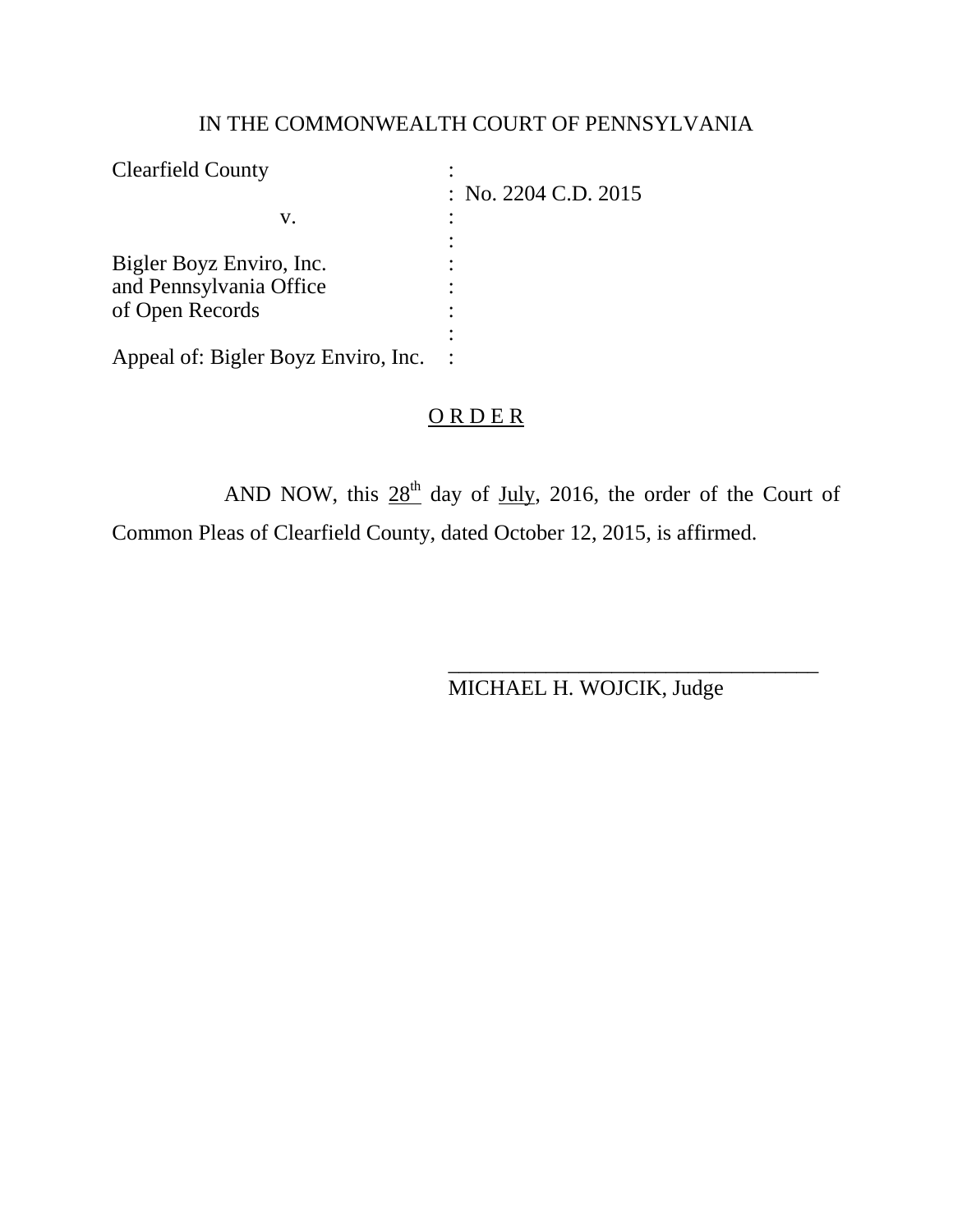IN THE COMMONWEALTH COURT OF PENNSYLVANIA

| | |
|---|---|
| Clearfield County | : |
| | : No. 2204 C.D. 2015 |
| v. | : |
| | : |
| Bigler Boyz Enviro, Inc. | : |
| and Pennsylvania Office | : |
| of Open Records | : |
| | : |
| Appeal of: Bigler Boyz Enviro, Inc. | : |

## O R D E R

AND NOW, this 28th day of July, 2016, the order of the Court of Common Pleas of Clearfield County, dated October 12, 2015, is affirmed.

___________________________________
MICHAEL H. WOJCIK, Judge